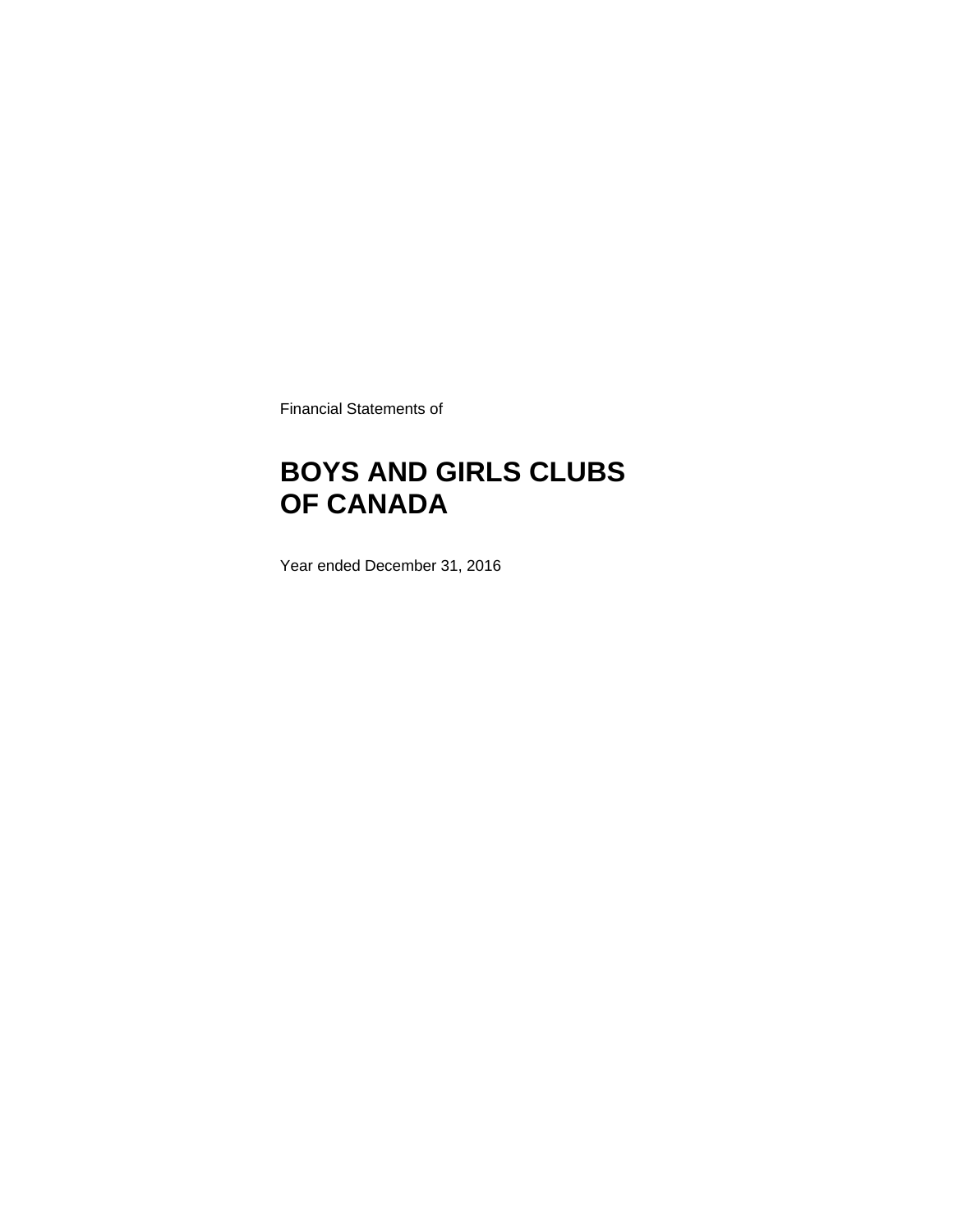Financial Statements of

# BOYS AND GIRLS CLUBS OF CANADA

Year ended December 31, 2016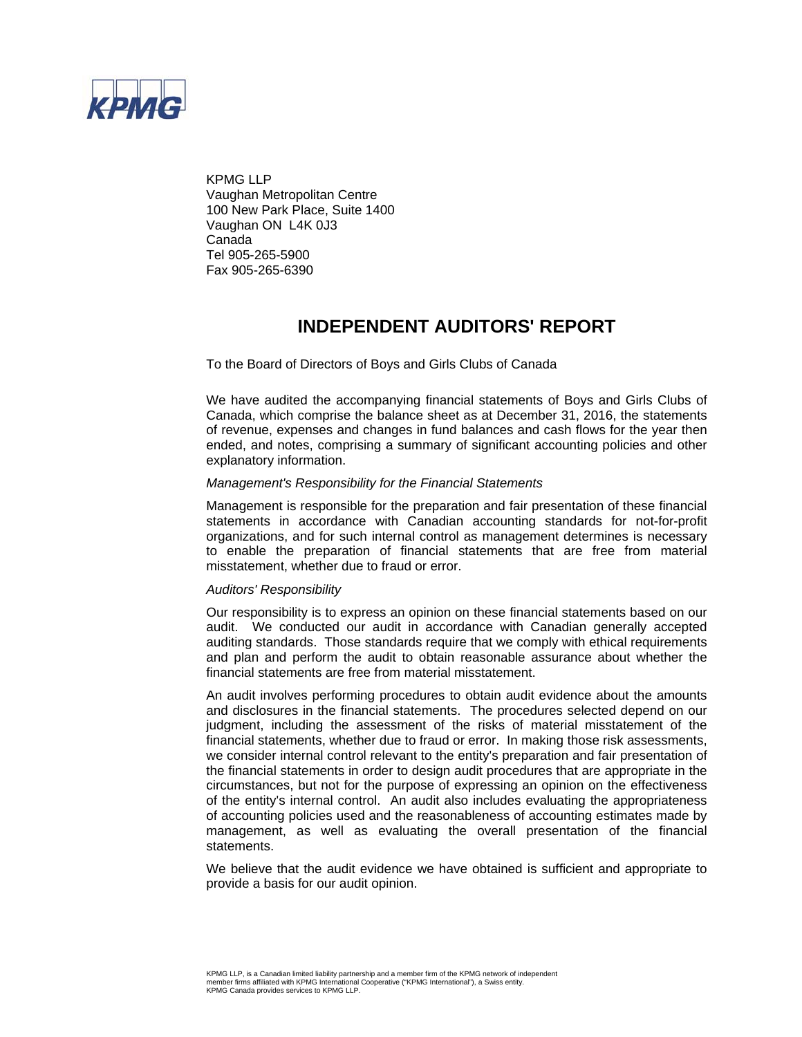KPMG LLP
Vaughan Metropolitan Centre
100 New Park Place, Suite 1400
Vaughan ON L4K 0J3
Canada
Tel 905-265-5900
Fax 905-265-6390

# INDEPENDENT AUDITORS' REPORT

To the Board of Directors of Boys and Girls Clubs of Canada

We have audited the accompanying financial statements of Boys and Girls Clubs of Canada, which comprise the balance sheet as at December 31, 2016, the statements of revenue, expenses and changes in fund balances and cash flows for the year then ended, and notes, comprising a summary of significant accounting policies and other explanatory information.

*Management's Responsibility for the Financial Statements*

Management is responsible for the preparation and fair presentation of these financial statements in accordance with Canadian accounting standards for not-for-profit organizations, and for such internal control as management determines is necessary to enable the preparation of financial statements that are free from material misstatement, whether due to fraud or error.

*Auditors' Responsibility*

Our responsibility is to express an opinion on these financial statements based on our audit. We conducted our audit in accordance with Canadian generally accepted auditing standards. Those standards require that we comply with ethical requirements and plan and perform the audit to obtain reasonable assurance about whether the financial statements are free from material misstatement.

An audit involves performing procedures to obtain audit evidence about the amounts and disclosures in the financial statements. The procedures selected depend on our judgment, including the assessment of the risks of material misstatement of the financial statements, whether due to fraud or error. In making those risk assessments, we consider internal control relevant to the entity's preparation and fair presentation of the financial statements in order to design audit procedures that are appropriate in the circumstances, but not for the purpose of expressing an opinion on the effectiveness of the entity's internal control. An audit also includes evaluating the appropriateness of accounting policies used and the reasonableness of accounting estimates made by management, as well as evaluating the overall presentation of the financial statements.

We believe that the audit evidence we have obtained is sufficient and appropriate to provide a basis for our audit opinion.

KPMG LLP, is a Canadian limited liability partnership and a member firm of the KPMG network of independent member firms affiliated with KPMG International Cooperative ("KPMG International"), a Swiss entity. KPMG Canada provides services to KPMG LLP.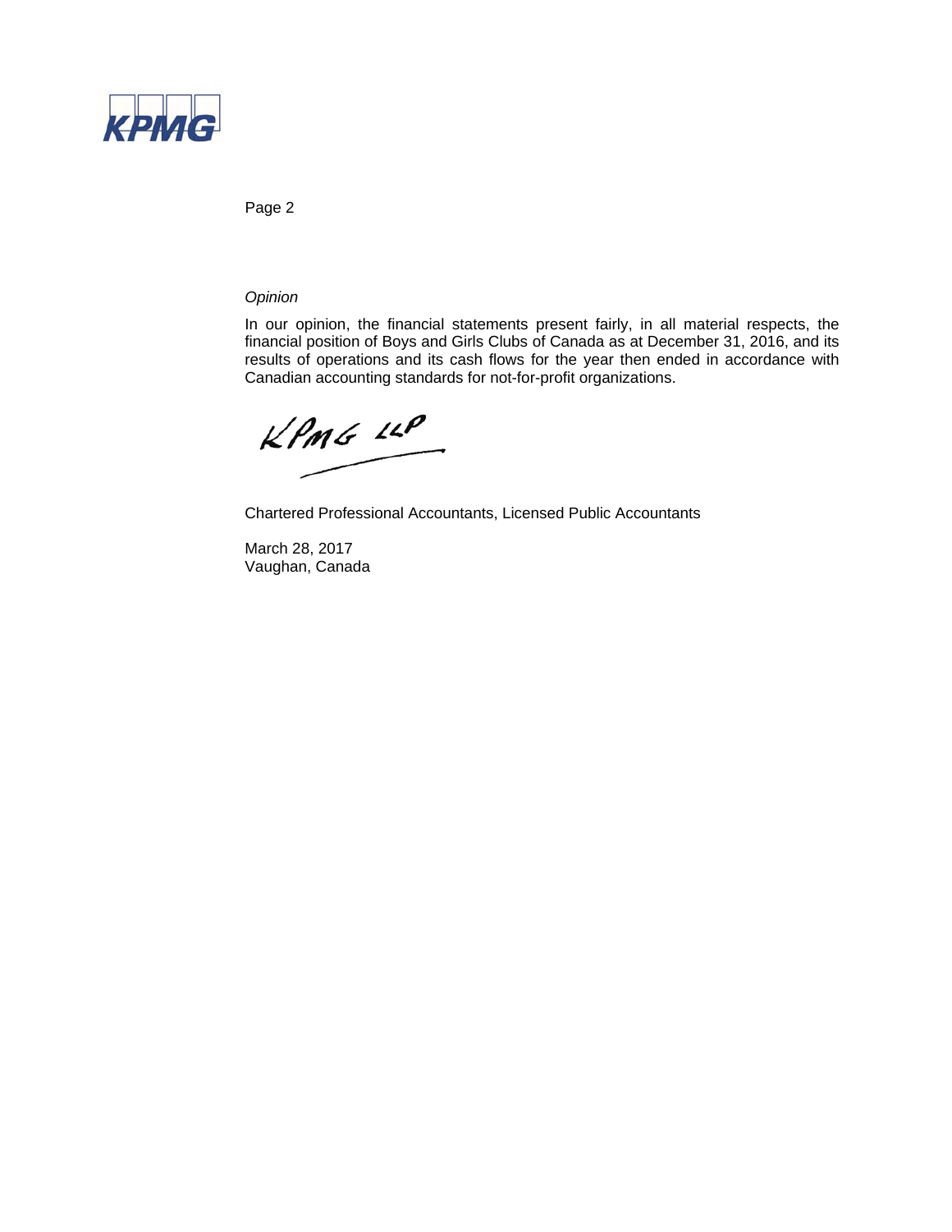*Opinion*

In our opinion, the financial statements present fairly, in all material respects, the financial position of Boys and Girls Clubs of Canada as at December 31, 2016, and its results of operations and its cash flows for the year then ended in accordance with Canadian accounting standards for not-for-profit organizations.

KPMG LLP

Chartered Professional Accountants, Licensed Public Accountants

March 28, 2017
Vaughan, Canada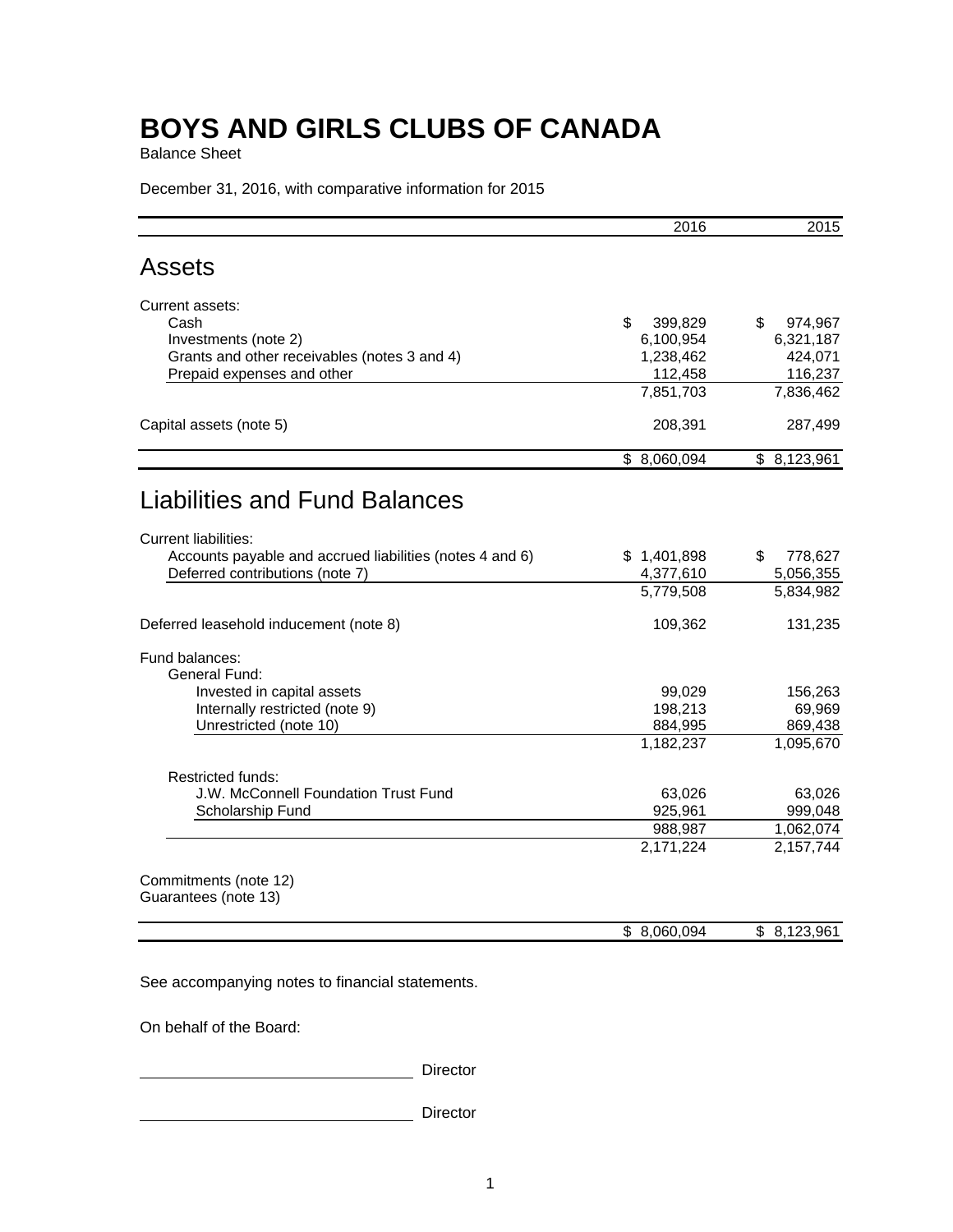# BOYS AND GIRLS CLUBS OF CANADA

Balance Sheet

December 31, 2016, with comparative information for 2015

| | 2016 | 2015 |
|---|---|---|
| **Assets** | | |
| Current assets: | | |
| Cash | $ 399,829 | $ 974,967 |
| Investments (note 2) | 6,100,954 | 6,321,187 |
| Grants and other receivables (notes 3 and 4) | 1,238,462 | 424,071 |
| Prepaid expenses and other | 112,458 | 116,237 |
| | 7,851,703 | 7,836,462 |
| Capital assets (note 5) | 208,391 | 287,499 |
| | $ 8,060,094 | $ 8,123,961 |
| **Liabilities and Fund Balances** | | |
| Current liabilities: | | |
| Accounts payable and accrued liabilities (notes 4 and 6) | $ 1,401,898 | $ 778,627 |
| Deferred contributions (note 7) | 4,377,610 | 5,056,355 |
| | 5,779,508 | 5,834,982 |
| Deferred leasehold inducement (note 8) | 109,362 | 131,235 |
| Fund balances: | | |
| General Fund: | | |
| Invested in capital assets | 99,029 | 156,263 |
| Internally restricted (note 9) | 198,213 | 69,969 |
| Unrestricted (note 10) | 884,995 | 869,438 |
| | 1,182,237 | 1,095,670 |
| Restricted funds: | | |
| J.W. McConnell Foundation Trust Fund | 63,026 | 63,026 |
| Scholarship Fund | 925,961 | 999,048 |
| | 988,987 | 1,062,074 |
| | 2,171,224 | 2,157,744 |
| Commitments (note 12) | | |
| Guarantees (note 13) | | |
| | $ 8,060,094 | $ 8,123,961 |

See accompanying notes to financial statements.

On behalf of the Board:

\_\_\_\_\_\_\_\_\_\_\_\_\_\_\_\_\_\_\_\_\_\_\_\_\_\_\_\_\_\_ Director

\_\_\_\_\_\_\_\_\_\_\_\_\_\_\_\_\_\_\_\_\_\_\_\_\_\_\_\_\_\_ Director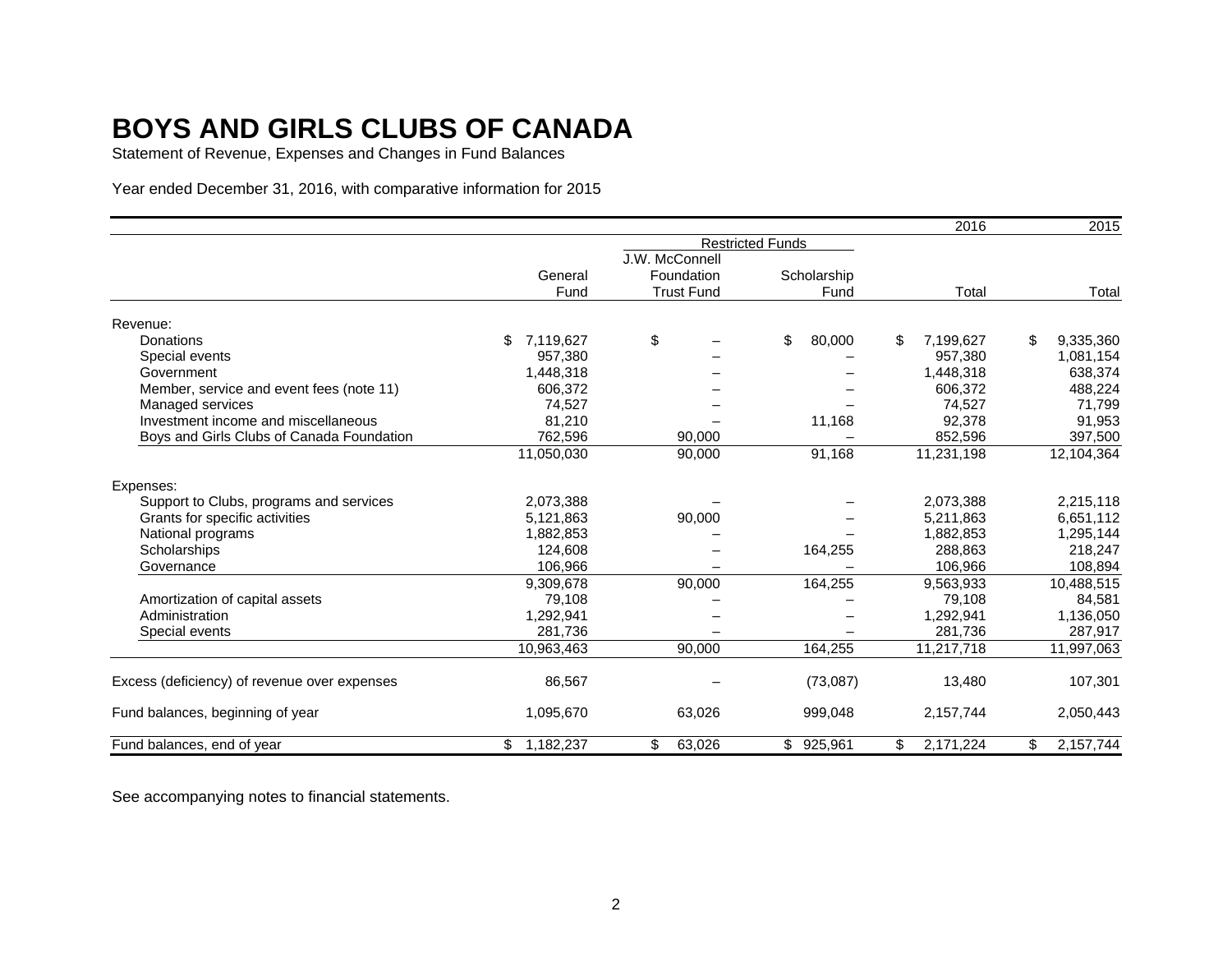# BOYS AND GIRLS CLUBS OF CANADA

Statement of Revenue, Expenses and Changes in Fund Balances

Year ended December 31, 2016, with comparative information for 2015

| | | Restricted Funds | | 2016 | 2015 |
|---|---|---|---|---|---|
| | General Fund | J.W. McConnell Foundation Trust Fund | Scholarship Fund | Total | Total |
| Revenue: | | | | | |
| Donations | $ 7,119,627 | $ – | $ 80,000 | $ 7,199,627 | $ 9,335,360 |
| Special events | 957,380 | – | – | 957,380 | 1,081,154 |
| Government | 1,448,318 | – | – | 1,448,318 | 638,374 |
| Member, service and event fees (note 11) | 606,372 | – | – | 606,372 | 488,224 |
| Managed services | 74,527 | – | – | 74,527 | 71,799 |
| Investment income and miscellaneous | 81,210 | – | 11,168 | 92,378 | 91,953 |
| Boys and Girls Clubs of Canada Foundation | 762,596 | 90,000 | – | 852,596 | 397,500 |
| | 11,050,030 | 90,000 | 91,168 | 11,231,198 | 12,104,364 |
| Expenses: | | | | | |
| Support to Clubs, programs and services | 2,073,388 | – | – | 2,073,388 | 2,215,118 |
| Grants for specific activities | 5,121,863 | 90,000 | – | 5,211,863 | 6,651,112 |
| National programs | 1,882,853 | – | – | 1,882,853 | 1,295,144 |
| Scholarships | 124,608 | – | 164,255 | 288,863 | 218,247 |
| Governance | 106,966 | – | – | 106,966 | 108,894 |
| | 9,309,678 | 90,000 | 164,255 | 9,563,933 | 10,488,515 |
| Amortization of capital assets | 79,108 | – | – | 79,108 | 84,581 |
| Administration | 1,292,941 | – | – | 1,292,941 | 1,136,050 |
| Special events | 281,736 | – | – | 281,736 | 287,917 |
| | 10,963,463 | 90,000 | 164,255 | 11,217,718 | 11,997,063 |
| Excess (deficiency) of revenue over expenses | 86,567 | – | (73,087) | 13,480 | 107,301 |
| Fund balances, beginning of year | 1,095,670 | 63,026 | 999,048 | 2,157,744 | 2,050,443 |
| Fund balances, end of year | $ 1,182,237 | $ 63,026 | $ 925,961 | $ 2,171,224 | $ 2,157,744 |

See accompanying notes to financial statements.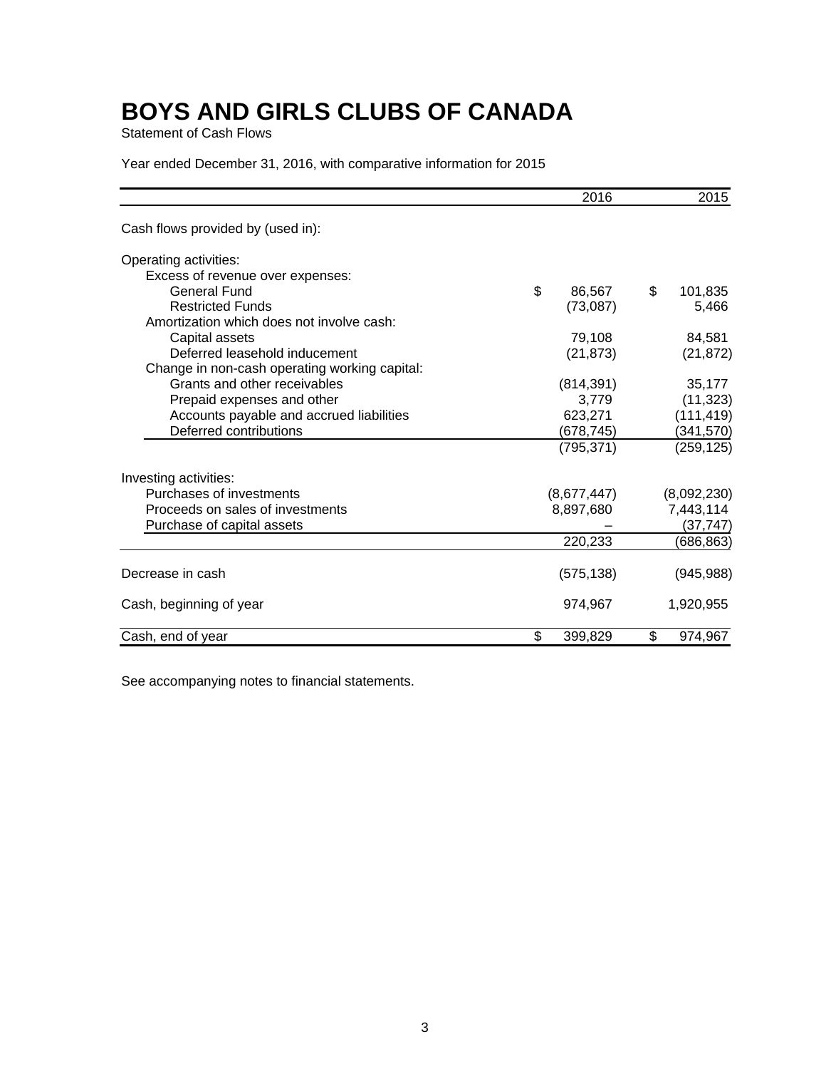# BOYS AND GIRLS CLUBS OF CANADA

Statement of Cash Flows

Year ended December 31, 2016, with comparative information for 2015

| | 2016 | 2015 |
|---|---|---|
| Cash flows provided by (used in): | | |
| Operating activities: | | |
| Excess of revenue over expenses: | | |
| General Fund | $ 86,567 | $ 101,835 |
| Restricted Funds | (73,087) | 5,466 |
| Amortization which does not involve cash: | | |
| Capital assets | 79,108 | 84,581 |
| Deferred leasehold inducement | (21,873) | (21,872) |
| Change in non-cash operating working capital: | | |
| Grants and other receivables | (814,391) | 35,177 |
| Prepaid expenses and other | 3,779 | (11,323) |
| Accounts payable and accrued liabilities | 623,271 | (111,419) |
| Deferred contributions | (678,745) | (341,570) |
| | (795,371) | (259,125) |
| Investing activities: | | |
| Purchases of investments | (8,677,447) | (8,092,230) |
| Proceeds on sales of investments | 8,897,680 | 7,443,114 |
| Purchase of capital assets | – | (37,747) |
| | 220,233 | (686,863) |
| Decrease in cash | (575,138) | (945,988) |
| Cash, beginning of year | 974,967 | 1,920,955 |
| Cash, end of year | $ 399,829 | $ 974,967 |

See accompanying notes to financial statements.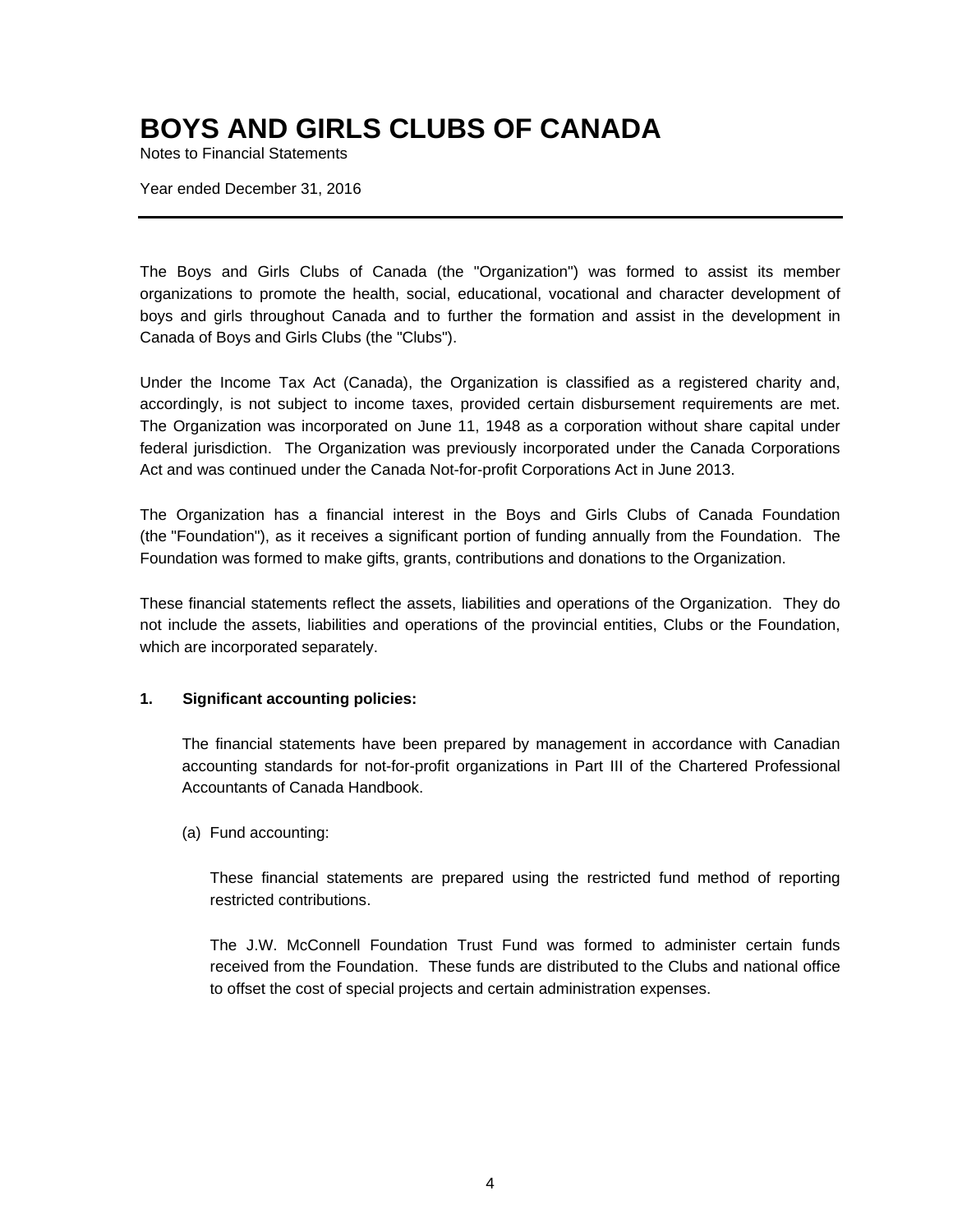# BOYS AND GIRLS CLUBS OF CANADA

Notes to Financial Statements

Year ended December 31, 2016

The Boys and Girls Clubs of Canada (the "Organization") was formed to assist its member organizations to promote the health, social, educational, vocational and character development of boys and girls throughout Canada and to further the formation and assist in the development in Canada of Boys and Girls Clubs (the "Clubs").

Under the Income Tax Act (Canada), the Organization is classified as a registered charity and, accordingly, is not subject to income taxes, provided certain disbursement requirements are met. The Organization was incorporated on June 11, 1948 as a corporation without share capital under federal jurisdiction. The Organization was previously incorporated under the Canada Corporations Act and was continued under the Canada Not-for-profit Corporations Act in June 2013.

The Organization has a financial interest in the Boys and Girls Clubs of Canada Foundation (the "Foundation"), as it receives a significant portion of funding annually from the Foundation. The Foundation was formed to make gifts, grants, contributions and donations to the Organization.

These financial statements reflect the assets, liabilities and operations of the Organization. They do not include the assets, liabilities and operations of the provincial entities, Clubs or the Foundation, which are incorporated separately.

## 1. Significant accounting policies:

The financial statements have been prepared by management in accordance with Canadian accounting standards for not-for-profit organizations in Part III of the Chartered Professional Accountants of Canada Handbook.

(a) Fund accounting:

These financial statements are prepared using the restricted fund method of reporting restricted contributions.

The J.W. McConnell Foundation Trust Fund was formed to administer certain funds received from the Foundation. These funds are distributed to the Clubs and national office to offset the cost of special projects and certain administration expenses.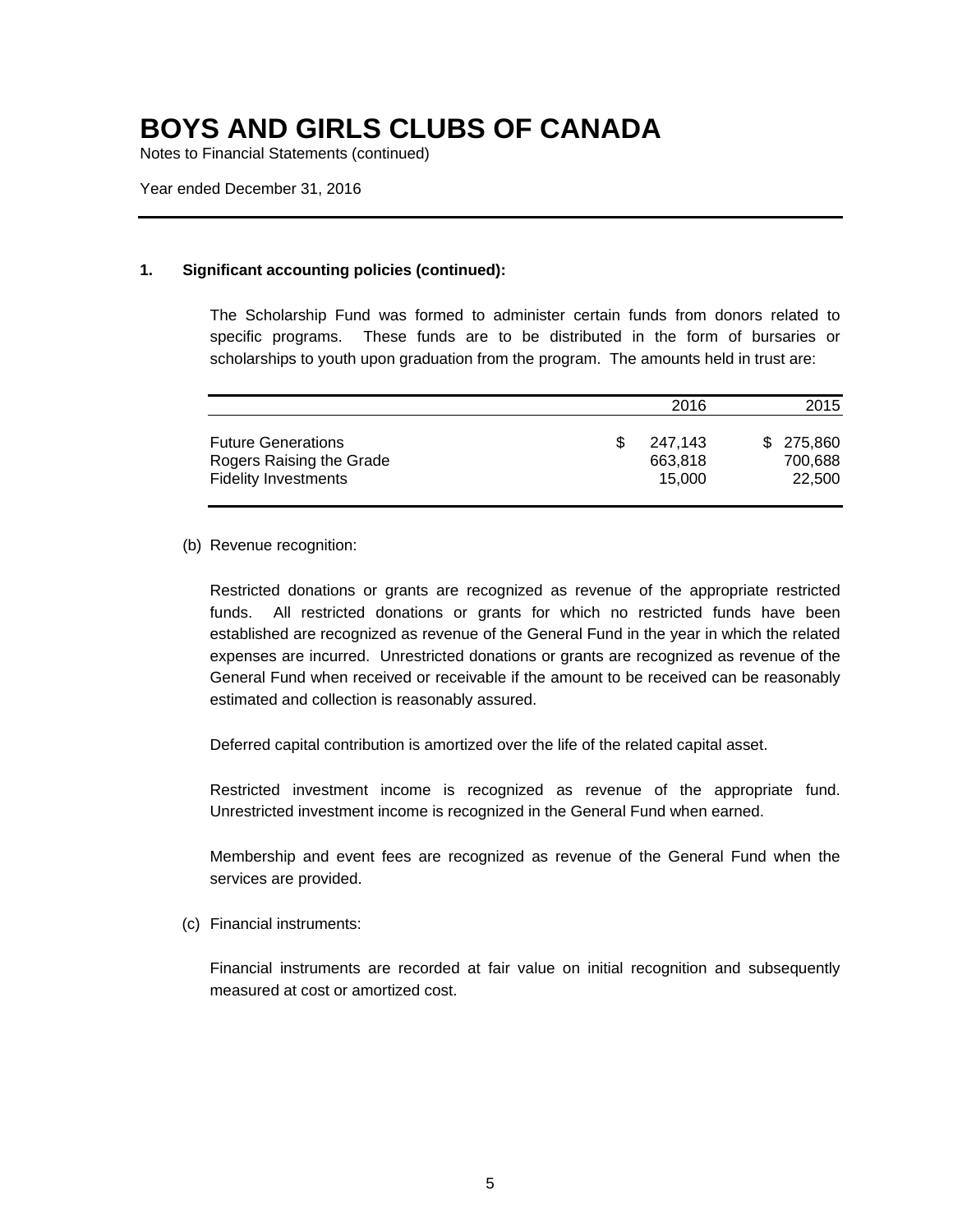# BOYS AND GIRLS CLUBS OF CANADA

Notes to Financial Statements (continued)

Year ended December 31, 2016

**1. Significant accounting policies (continued):**

The Scholarship Fund was formed to administer certain funds from donors related to specific programs. These funds are to be distributed in the form of bursaries or scholarships to youth upon graduation from the program. The amounts held in trust are:

| | 2016 | 2015 |
|---|---|---|
| Future Generations | $ 247,143 | $ 275,860 |
| Rogers Raising the Grade | 663,818 | 700,688 |
| Fidelity Investments | 15,000 | 22,500 |

(b) Revenue recognition:

Restricted donations or grants are recognized as revenue of the appropriate restricted funds. All restricted donations or grants for which no restricted funds have been established are recognized as revenue of the General Fund in the year in which the related expenses are incurred. Unrestricted donations or grants are recognized as revenue of the General Fund when received or receivable if the amount to be received can be reasonably estimated and collection is reasonably assured.

Deferred capital contribution is amortized over the life of the related capital asset.

Restricted investment income is recognized as revenue of the appropriate fund. Unrestricted investment income is recognized in the General Fund when earned.

Membership and event fees are recognized as revenue of the General Fund when the services are provided.

(c) Financial instruments:

Financial instruments are recorded at fair value on initial recognition and subsequently measured at cost or amortized cost.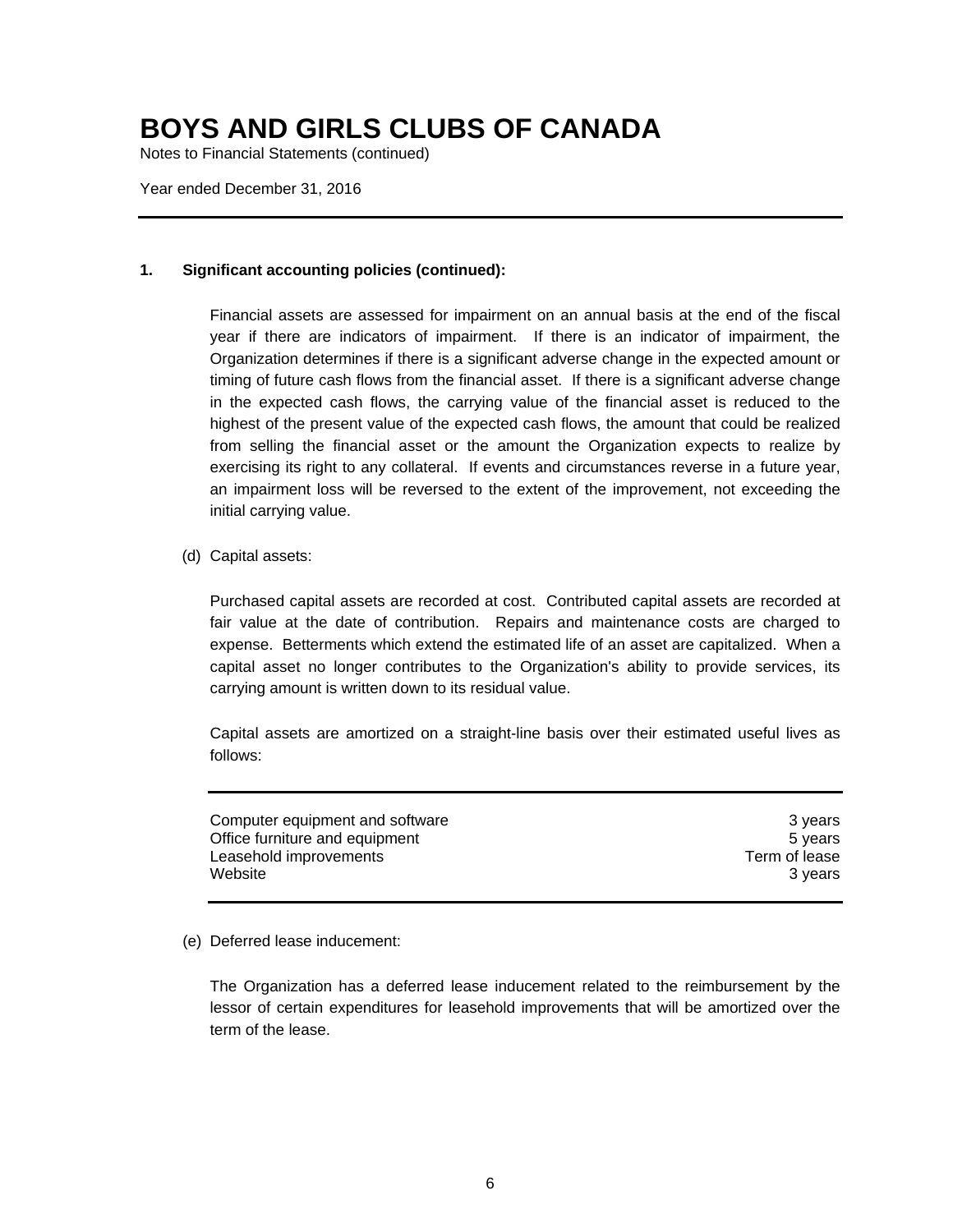# BOYS AND GIRLS CLUBS OF CANADA

Notes to Financial Statements (continued)

Year ended December 31, 2016

---

## 1. Significant accounting policies (continued):

Financial assets are assessed for impairment on an annual basis at the end of the fiscal year if there are indicators of impairment. If there is an indicator of impairment, the Organization determines if there is a significant adverse change in the expected amount or timing of future cash flows from the financial asset. If there is a significant adverse change in the expected cash flows, the carrying value of the financial asset is reduced to the highest of the present value of the expected cash flows, the amount that could be realized from selling the financial asset or the amount the Organization expects to realize by exercising its right to any collateral. If events and circumstances reverse in a future year, an impairment loss will be reversed to the extent of the improvement, not exceeding the initial carrying value.

(d) Capital assets:

Purchased capital assets are recorded at cost. Contributed capital assets are recorded at fair value at the date of contribution. Repairs and maintenance costs are charged to expense. Betterments which extend the estimated life of an asset are capitalized. When a capital asset no longer contributes to the Organization's ability to provide services, its carrying amount is written down to its residual value.

Capital assets are amortized on a straight-line basis over their estimated useful lives as follows:

| | |
|---|---:|
| Computer equipment and software | 3 years |
| Office furniture and equipment | 5 years |
| Leasehold improvements | Term of lease |
| Website | 3 years |

(e) Deferred lease inducement:

The Organization has a deferred lease inducement related to the reimbursement by the lessor of certain expenditures for leasehold improvements that will be amortized over the term of the lease.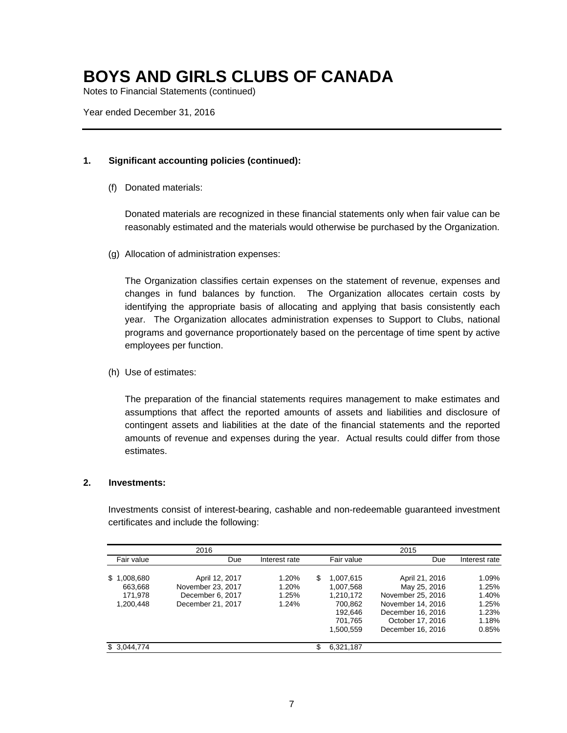# BOYS AND GIRLS CLUBS OF CANADA

Notes to Financial Statements (continued)

Year ended December 31, 2016

---

**1. Significant accounting policies (continued):**

(f) Donated materials:

Donated materials are recognized in these financial statements only when fair value can be reasonably estimated and the materials would otherwise be purchased by the Organization.

(g) Allocation of administration expenses:

The Organization classifies certain expenses on the statement of revenue, expenses and changes in fund balances by function. The Organization allocates certain costs by identifying the appropriate basis of allocating and applying that basis consistently each year. The Organization allocates administration expenses to Support to Clubs, national programs and governance proportionately based on the percentage of time spent by active employees per function.

(h) Use of estimates:

The preparation of the financial statements requires management to make estimates and assumptions that affect the reported amounts of assets and liabilities and disclosure of contingent assets and liabilities at the date of the financial statements and the reported amounts of revenue and expenses during the year. Actual results could differ from those estimates.

**2. Investments:**

Investments consist of interest-bearing, cashable and non-redeemable guaranteed investment certificates and include the following:

| 2016 | | | 2015 | | |
|---|---|---|---|---|---|
| Fair value | Due | Interest rate | Fair value | Due | Interest rate |
| $ 1,008,680 | April 12, 2017 | 1.20% | $ 1,007,615 | April 21, 2016 | 1.09% |
| 663,668 | November 23, 2017 | 1.20% | 1,007,568 | May 25, 2016 | 1.25% |
| 171,978 | December 6, 2017 | 1.25% | 1,210,172 | November 25, 2016 | 1.40% |
| 1,200,448 | December 21, 2017 | 1.24% | 700,862 | November 14, 2016 | 1.25% |
| | | | 192,646 | December 16, 2016 | 1.23% |
| | | | 701,765 | October 17, 2016 | 1.18% |
| | | | 1,500,559 | December 16, 2016 | 0.85% |
| $ 3,044,774 | | | $ 6,321,187 | | |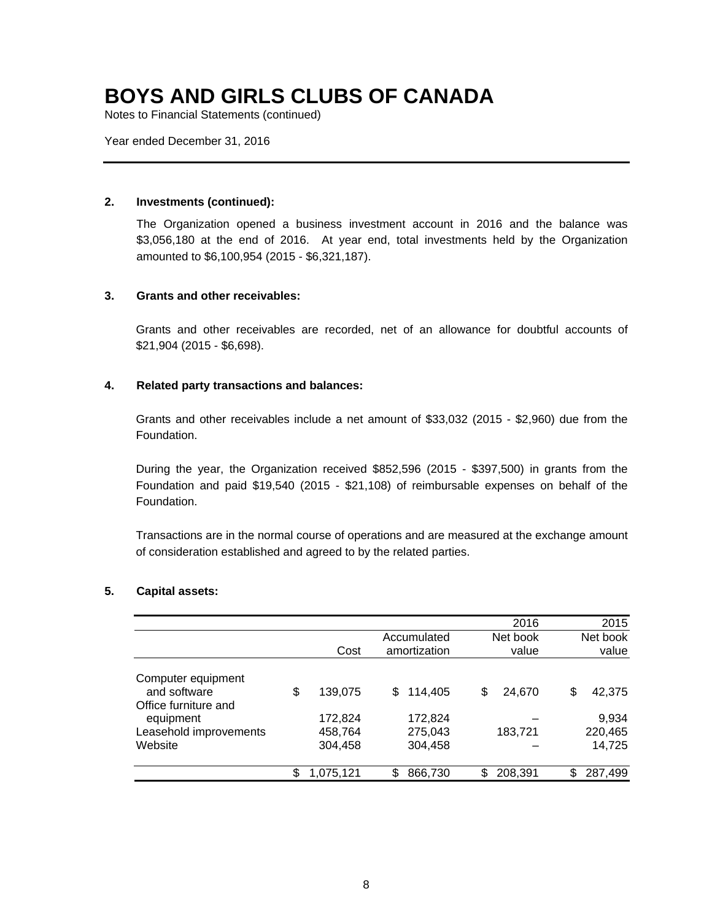# BOYS AND GIRLS CLUBS OF CANADA

Notes to Financial Statements (continued)

Year ended December 31, 2016

---

**2. Investments (continued):**

The Organization opened a business investment account in 2016 and the balance was $3,056,180 at the end of 2016. At year end, total investments held by the Organization amounted to $6,100,954 (2015 - $6,321,187).

**3. Grants and other receivables:**

Grants and other receivables are recorded, net of an allowance for doubtful accounts of $21,904 (2015 - $6,698).

**4. Related party transactions and balances:**

Grants and other receivables include a net amount of $33,032 (2015 - $2,960) due from the Foundation.

During the year, the Organization received $852,596 (2015 - $397,500) in grants from the Foundation and paid $19,540 (2015 - $21,108) of reimbursable expenses on behalf of the Foundation.

Transactions are in the normal course of operations and are measured at the exchange amount of consideration established and agreed to by the related parties.

**5. Capital assets:**

| | | | 2016 | 2015 |
|---|---|---|---|---|
| | Cost | Accumulated amortization | Net book value | Net book value |
| Computer equipment and software | $ 139,075 | $ 114,405 | $ 24,670 | $ 42,375 |
| Office furniture and equipment | 172,824 | 172,824 | – | 9,934 |
| Leasehold improvements | 458,764 | 275,043 | 183,721 | 220,465 |
| Website | 304,458 | 304,458 | – | 14,725 |
| | $ 1,075,121 | $ 866,730 | $ 208,391 | $ 287,499 |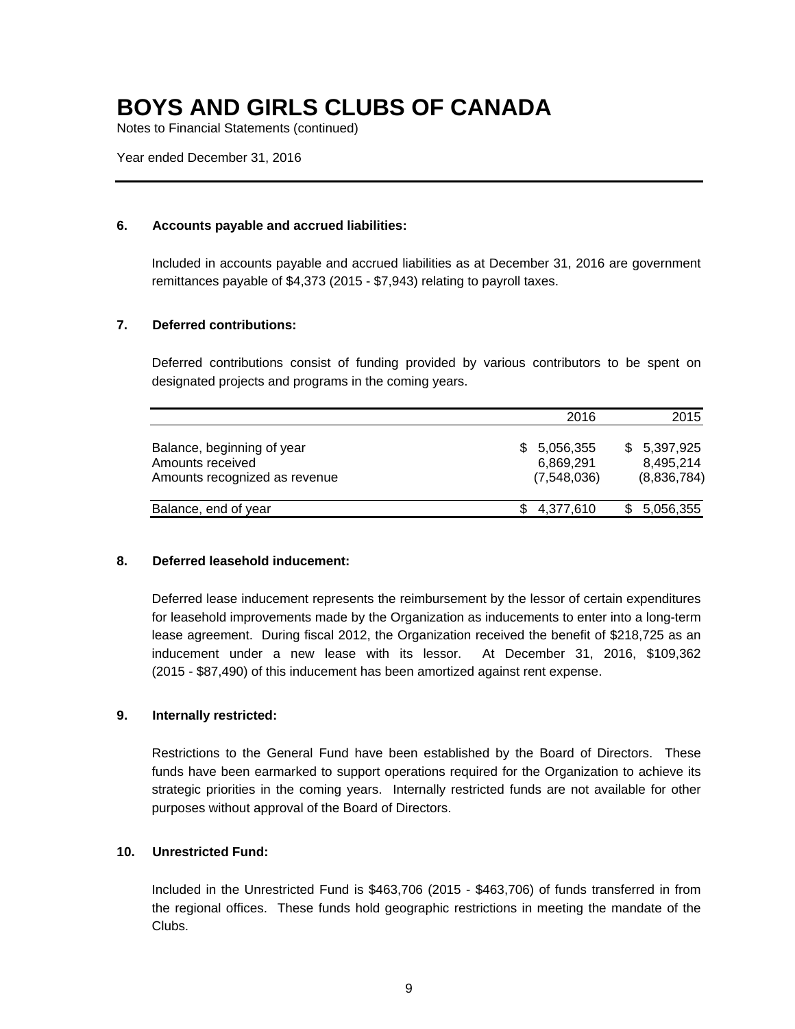# BOYS AND GIRLS CLUBS OF CANADA

Notes to Financial Statements (continued)

Year ended December 31, 2016

### 6. Accounts payable and accrued liabilities:

Included in accounts payable and accrued liabilities as at December 31, 2016 are government remittances payable of $4,373 (2015 - $7,943) relating to payroll taxes.

### 7. Deferred contributions:

Deferred contributions consist of funding provided by various contributors to be spent on designated projects and programs in the coming years.

| | 2016 | 2015 |
|---|---|---|
| Balance, beginning of year | $ 5,056,355 | $ 5,397,925 |
| Amounts received | 6,869,291 | 8,495,214 |
| Amounts recognized as revenue | (7,548,036) | (8,836,784) |
| Balance, end of year | $ 4,377,610 | $ 5,056,355 |

### 8. Deferred leasehold inducement:

Deferred lease inducement represents the reimbursement by the lessor of certain expenditures for leasehold improvements made by the Organization as inducements to enter into a long-term lease agreement. During fiscal 2012, the Organization received the benefit of $218,725 as an inducement under a new lease with its lessor. At December 31, 2016, $109,362 (2015 - $87,490) of this inducement has been amortized against rent expense.

### 9. Internally restricted:

Restrictions to the General Fund have been established by the Board of Directors. These funds have been earmarked to support operations required for the Organization to achieve its strategic priorities in the coming years. Internally restricted funds are not available for other purposes without approval of the Board of Directors.

### 10. Unrestricted Fund:

Included in the Unrestricted Fund is $463,706 (2015 - $463,706) of funds transferred in from the regional offices. These funds hold geographic restrictions in meeting the mandate of the Clubs.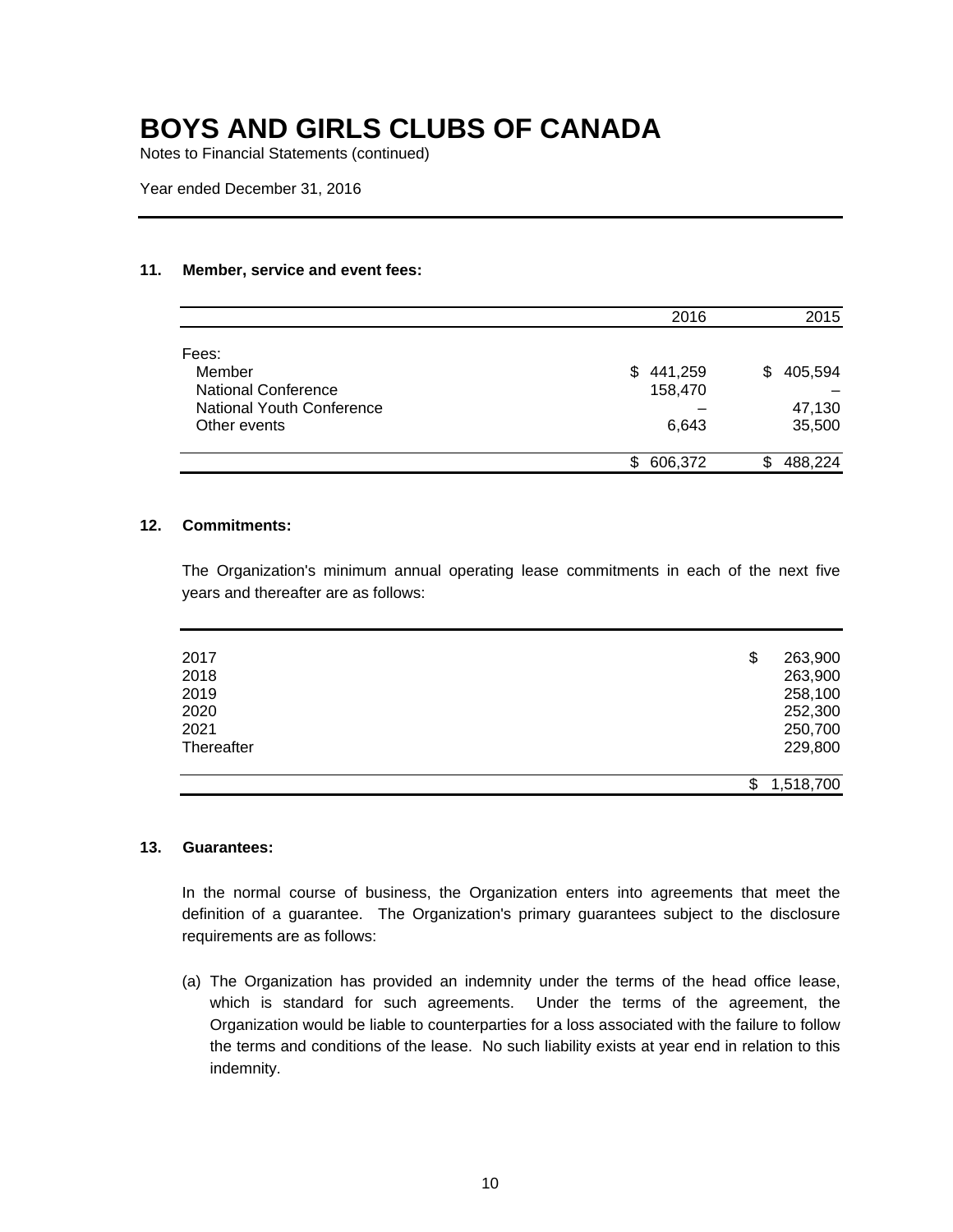# BOYS AND GIRLS CLUBS OF CANADA

Notes to Financial Statements (continued)

Year ended December 31, 2016

## 11. Member, service and event fees:

| | 2016 | 2015 |
|---|---|---|
| Fees: | | |
| Member | $ 441,259 | $ 405,594 |
| National Conference | 158,470 | – |
| National Youth Conference | – | 47,130 |
| Other events | 6,643 | 35,500 |
| | $ 606,372 | $ 488,224 |

## 12. Commitments:

The Organization's minimum annual operating lease commitments in each of the next five years and thereafter are as follows:

| | |
|---|---|
| 2017 | $ 263,900 |
| 2018 | 263,900 |
| 2019 | 258,100 |
| 2020 | 252,300 |
| 2021 | 250,700 |
| Thereafter | 229,800 |
| | $ 1,518,700 |

## 13. Guarantees:

In the normal course of business, the Organization enters into agreements that meet the definition of a guarantee. The Organization's primary guarantees subject to the disclosure requirements are as follows:

(a) The Organization has provided an indemnity under the terms of the head office lease, which is standard for such agreements. Under the terms of the agreement, the Organization would be liable to counterparties for a loss associated with the failure to follow the terms and conditions of the lease. No such liability exists at year end in relation to this indemnity.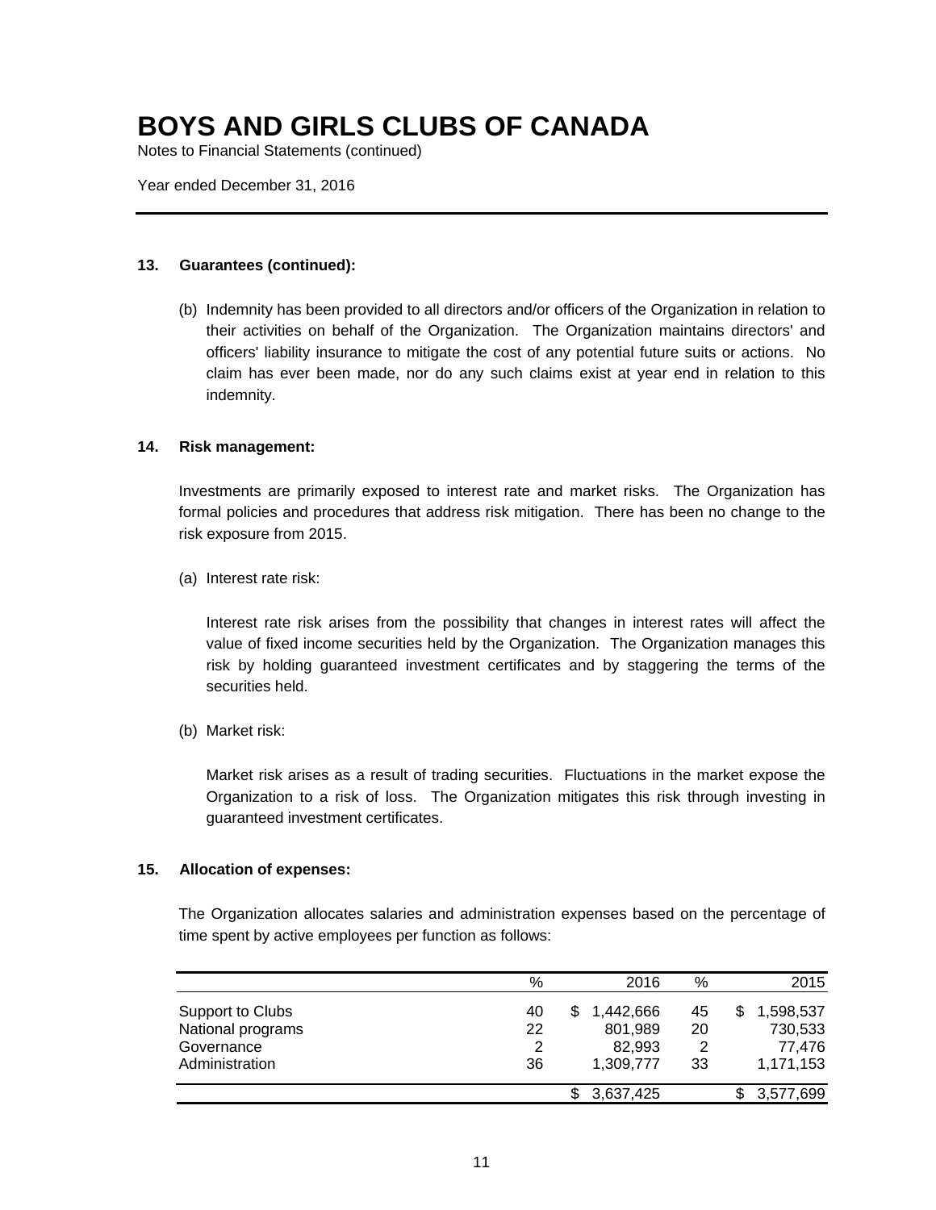# BOYS AND GIRLS CLUBS OF CANADA

Notes to Financial Statements (continued)

Year ended December 31, 2016

**13. Guarantees (continued):**

(b) Indemnity has been provided to all directors and/or officers of the Organization in relation to their activities on behalf of the Organization. The Organization maintains directors' and officers' liability insurance to mitigate the cost of any potential future suits or actions. No claim has ever been made, nor do any such claims exist at year end in relation to this indemnity.

**14. Risk management:**

Investments are primarily exposed to interest rate and market risks. The Organization has formal policies and procedures that address risk mitigation. There has been no change to the risk exposure from 2015.

(a) Interest rate risk:

Interest rate risk arises from the possibility that changes in interest rates will affect the value of fixed income securities held by the Organization. The Organization manages this risk by holding guaranteed investment certificates and by staggering the terms of the securities held.

(b) Market risk:

Market risk arises as a result of trading securities. Fluctuations in the market expose the Organization to a risk of loss. The Organization mitigates this risk through investing in guaranteed investment certificates.

**15. Allocation of expenses:**

The Organization allocates salaries and administration expenses based on the percentage of time spent by active employees per function as follows:

| | % | 2016 | % | 2015 |
|---|---|---|---|---|
| Support to Clubs | 40 | $ 1,442,666 | 45 | $ 1,598,537 |
| National programs | 22 | 801,989 | 20 | 730,533 |
| Governance | 2 | 82,993 | 2 | 77,476 |
| Administration | 36 | 1,309,777 | 33 | 1,171,153 |
| | | $ 3,637,425 | | $ 3,577,699 |